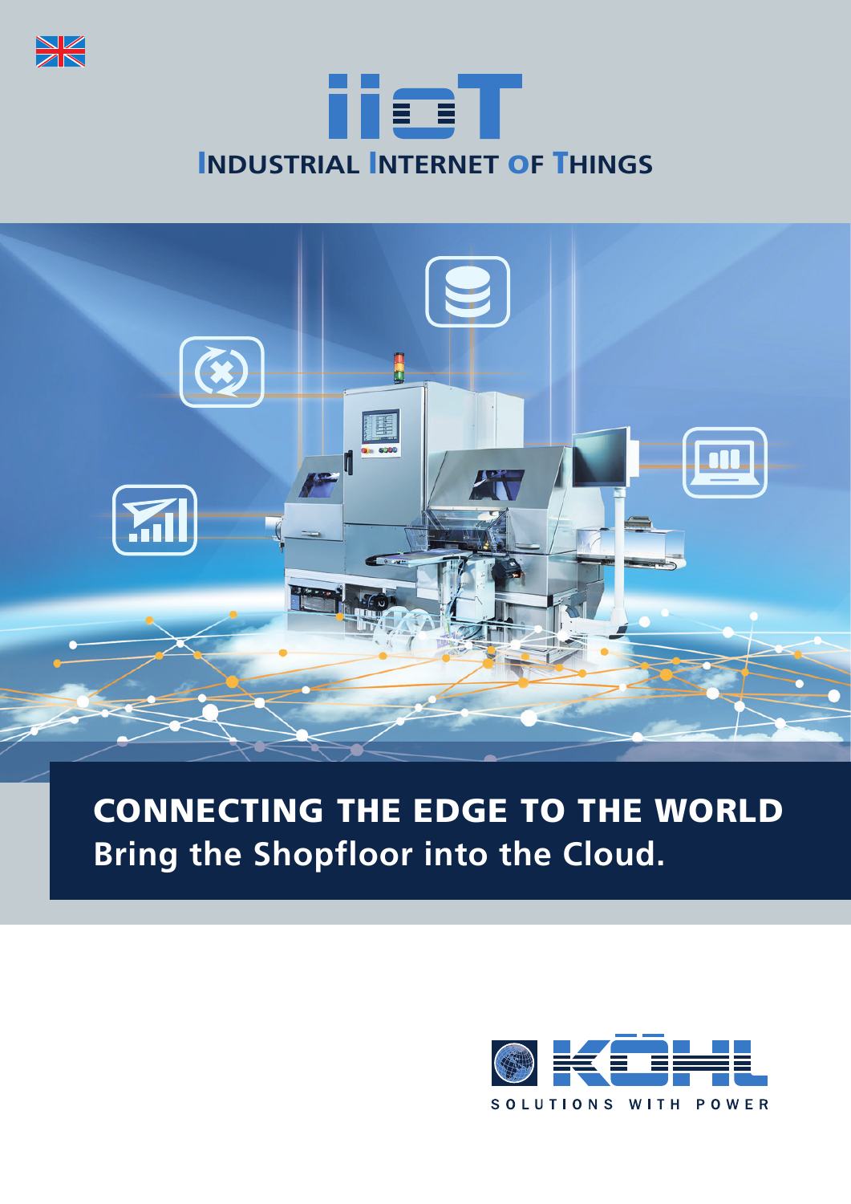# iioT

## INDUSTRIAL INTERNET OF THINGS

## CONNECTING THE EDGE TO THE WORLD

**Bring the Shopfloor into the Cloud.**

KÖHL

SOLUTIONS WITH POWER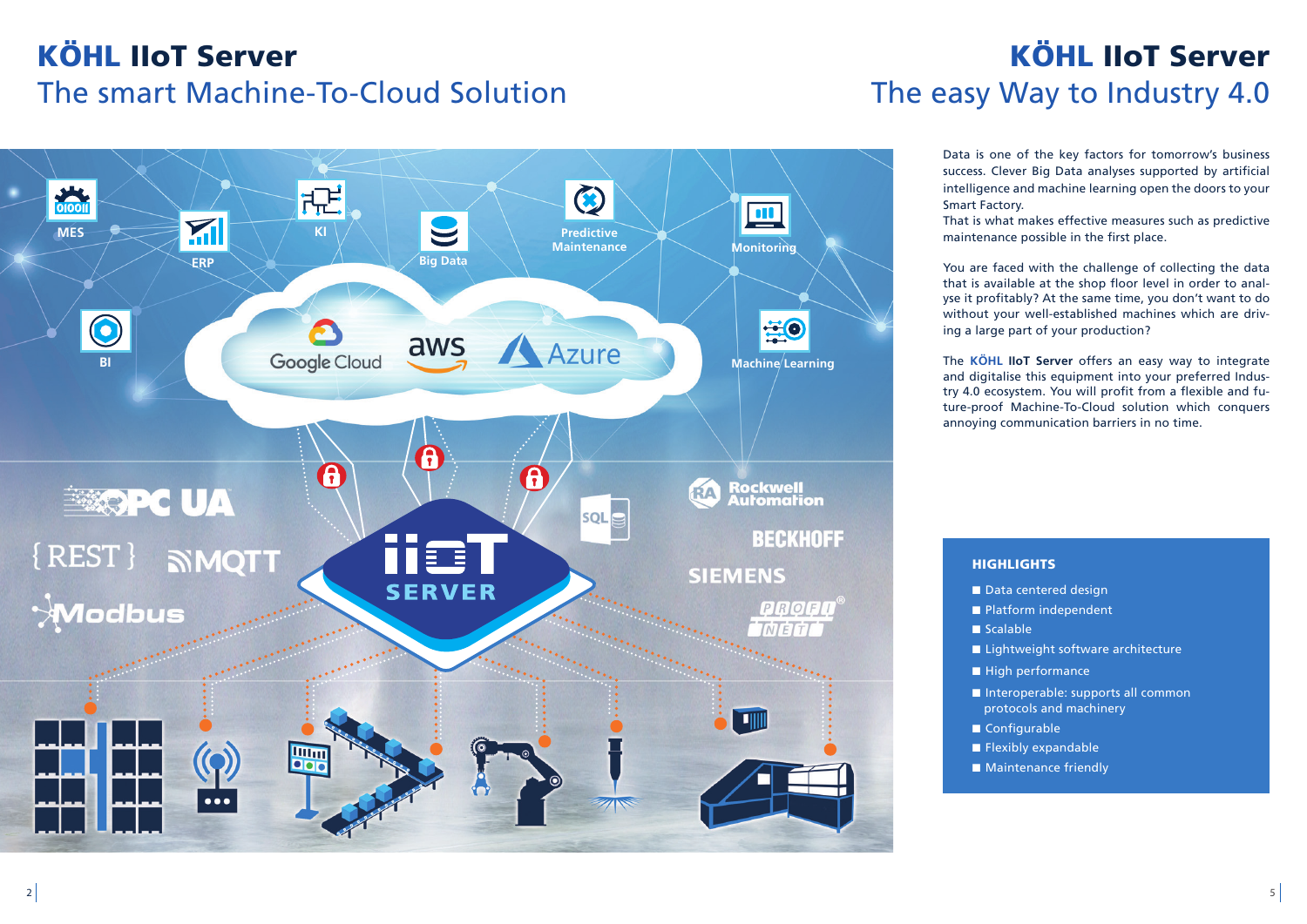# KÖHL IIoT Server

## The smart Machine-To-Cloud Solution

# KÖHL IIoT Server

## The easy Way to Industry 4.0

Data is one of the key factors for tomorrow's business success. Clever Big Data analyses supported by artificial intelligence and machine learning open the doors to your Smart Factory.
That is what makes effective measures such as predictive maintenance possible in the first place.

You are faced with the challenge of collecting the data that is available at the shop floor level in order to analyse it profitably? At the same time, you don't want to do without your well-established machines which are driving a large part of your production?

The **KÖHL IIoT Server** offers an easy way to integrate and digitalise this equipment into your preferred Industry 4.0 ecosystem. You will profit from a flexible and future-proof Machine-To-Cloud solution which conquers annoying communication barriers in no time.

### HIGHLIGHTS

- Data centered design
- Platform independent
- Scalable
- Lightweight software architecture
- High performance
- Interoperable: supports all common protocols and machinery
- Configurable
- Flexibly expandable
- Maintenance friendly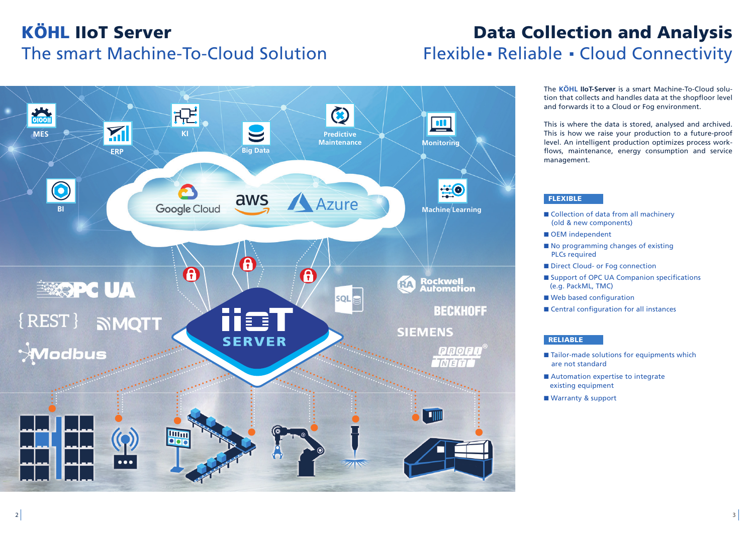# KÖHL IIoT Server

## The smart Machine-To-Cloud Solution

# Data Collection and Analysis

## Flexible ▪ Reliable ▪ Cloud Connectivity

The **KÖHL IIoT-Server** is a smart Machine-To-Cloud solution that collects and handles data at the shopfloor level and forwards it to a Cloud or Fog environment.

This is where the data is stored, analysed and archived. This is how we raise your production to a future-proof level. An intelligent production optimizes process workflows, maintenance, energy consumption and service management.

### FLEXIBLE

- Collection of data from all machinery (old & new components)
- OEM independent
- No programming changes of existing PLCs required
- Direct Cloud- or Fog connection
- Support of OPC UA Companion specifications (e.g. PackML, TMC)
- Web based configuration
- Central configuration for all instances

### RELIABLE

- Tailor-made solutions for equipments which are not standard
- Automation expertise to integrate existing equipment
- Warranty & support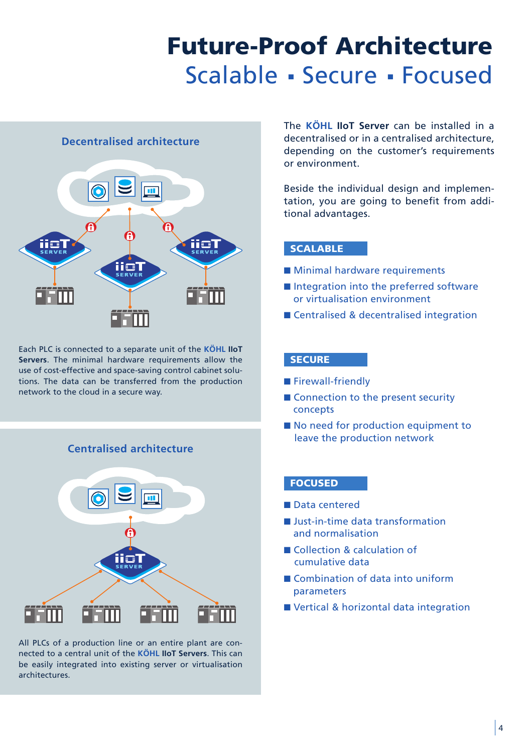# Future-Proof Architecture

## Scalable ▪ Secure ▪ Focused

### Decentralised architecture

Each PLC is connected to a separate unit of the **KÖHL IIoT Servers**. The minimal hardware requirements allow the use of cost-effective and space-saving control cabinet solutions. The data can be transferred from the production network to the cloud in a secure way.

### Centralised architecture

All PLCs of a production line or an entire plant are connected to a central unit of the **KÖHL IIoT Servers**. This can be easily integrated into existing server or virtualisation architectures.

The **KÖHL IIoT Server** can be installed in a decentralised or in a centralised architecture, depending on the customer's requirements or environment.

Beside the individual design and implementation, you are going to benefit from additional advantages.

### SCALABLE

- Minimal hardware requirements
- Integration into the preferred software or virtualisation environment
- Centralised & decentralised integration

### SECURE

- Firewall-friendly
- Connection to the present security concepts
- No need for production equipment to leave the production network

### FOCUSED

- Data centered
- Just-in-time data transformation and normalisation
- Collection & calculation of cumulative data
- Combination of data into uniform parameters
- Vertical & horizontal data integration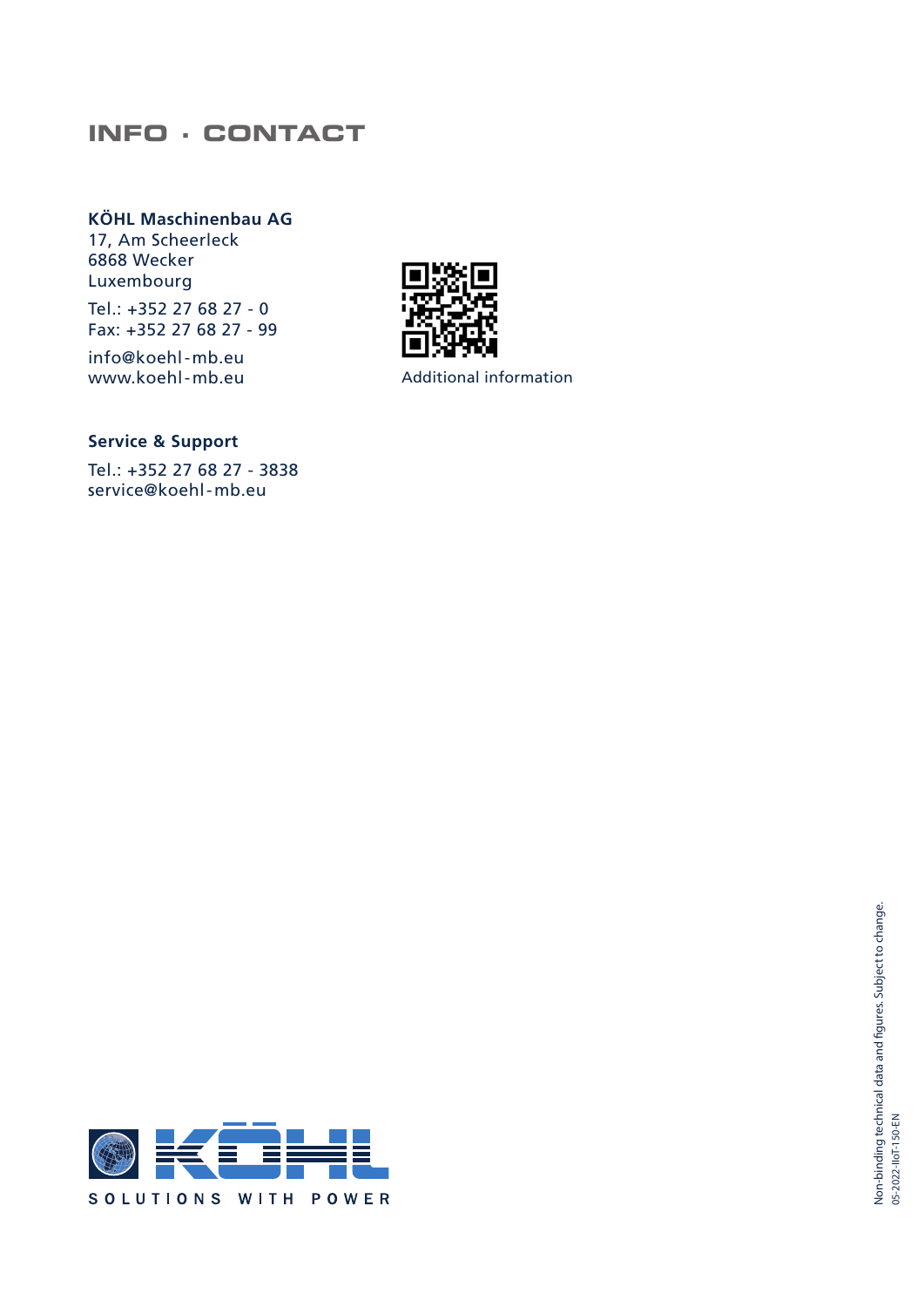# INFO · CONTACT

**KÖHL Maschinenbau AG**
17, Am Scheerleck
6868 Wecker
Luxembourg

Tel.: +352 27 68 27 - 0
Fax: +352 27 68 27 - 99

info@koehl-mb.eu
www.koehl-mb.eu

Additional information

**Service & Support**

Tel.: +352 27 68 27 - 3838
service@koehl-mb.eu

SOLUTIONS WITH POWER

Non-binding technical data and figures. Subject to change.
05-2022-IIoT-150-EN